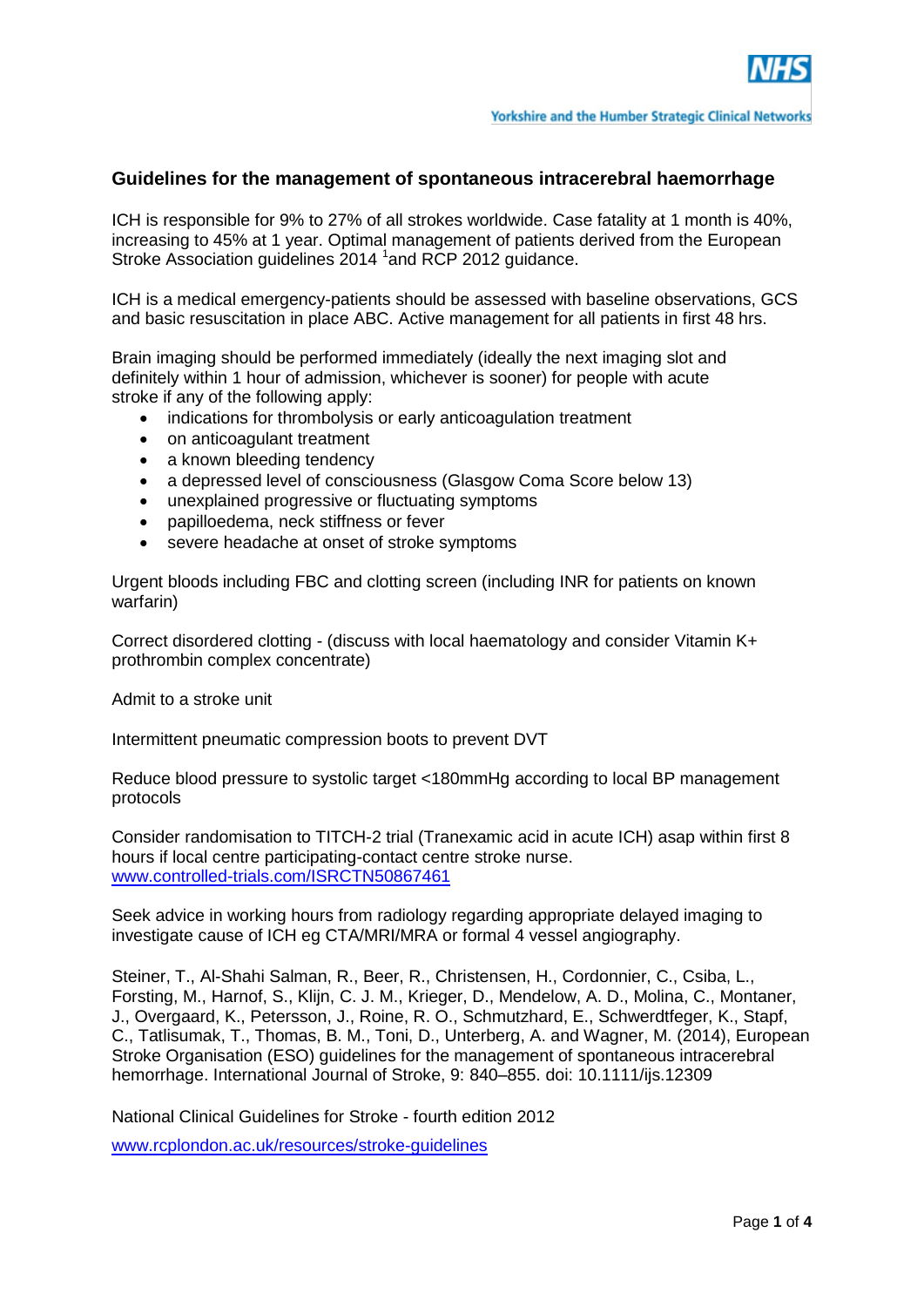## Guidelines for the management of spontaneous intracerebral haemorrhage

ICH is responsible for 9% to 27% of all strokes worldwide. Case fatality at 1 month is 40%, increasing to 45% at 1 year. Optimal management of patients derived from the European Stroke Association guidelines 2014 [1]and RCP 2012 guidance.

ICH is a medical emergency-patients should be assessed with baseline observations, GCS and basic resuscitation in place ABC. Active management for all patients in first 48 hrs.

Brain imaging should be performed immediately (ideally the next imaging slot and definitely within 1 hour of admission, whichever is sooner) for people with acute stroke if any of the following apply:

- indications for thrombolysis or early anticoagulation treatment
- on anticoagulant treatment
- a known bleeding tendency
- a depressed level of consciousness (Glasgow Coma Score below 13)
- unexplained progressive or fluctuating symptoms
- papilloedema, neck stiffness or fever
- severe headache at onset of stroke symptoms

Urgent bloods including FBC and clotting screen (including INR for patients on known warfarin)

Correct disordered clotting - (discuss with local haematology and consider Vitamin K+ prothrombin complex concentrate)

Admit to a stroke unit

Intermittent pneumatic compression boots to prevent DVT

Reduce blood pressure to systolic target <180mmHg according to local BP management protocols

Consider randomisation to TITCH-2 trial (Tranexamic acid in acute ICH) asap within first 8 hours if local centre participating-contact centre stroke nurse.
[www.controlled-trials.com/ISRCTN50867461](www.controlled-trials.com/ISRCTN50867461)

Seek advice in working hours from radiology regarding appropriate delayed imaging to investigate cause of ICH eg CTA/MRI/MRA or formal 4 vessel angiography.

Steiner, T., Al-Shahi Salman, R., Beer, R., Christensen, H., Cordonnier, C., Csiba, L., Forsting, M., Harnof, S., Klijn, C. J. M., Krieger, D., Mendelow, A. D., Molina, C., Montaner, J., Overgaard, K., Petersson, J., Roine, R. O., Schmutzhard, E., Schwerdtfeger, K., Stapf, C., Tatlisumak, T., Thomas, B. M., Toni, D., Unterberg, A. and Wagner, M. (2014), European Stroke Organisation (ESO) guidelines for the management of spontaneous intracerebral hemorrhage. International Journal of Stroke, 9: 840–855. doi: 10.1111/ijs.12309

National Clinical Guidelines for Stroke - fourth edition 2012

[www.rcplondon.ac.uk/resources/stroke-guidelines](www.rcplondon.ac.uk/resources/stroke-guidelines)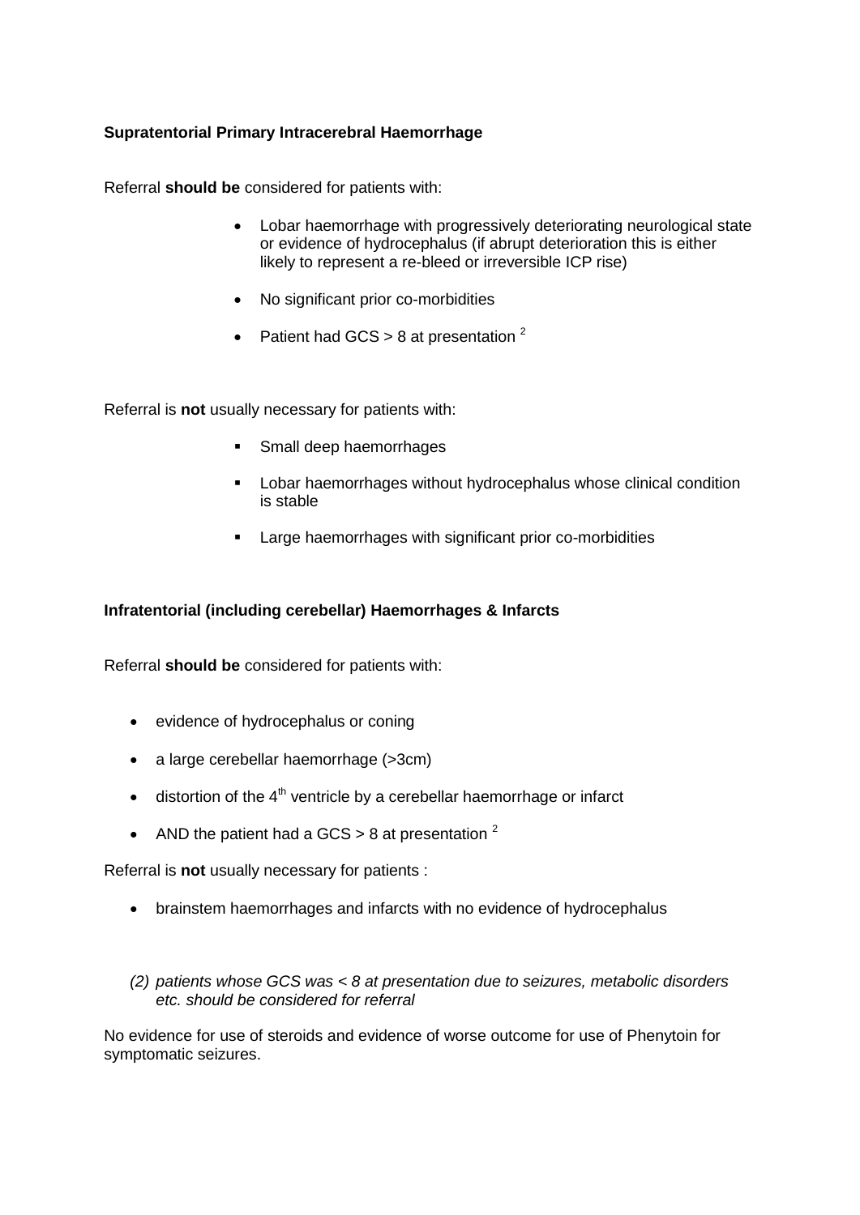**Supratentorial Primary Intracerebral Haemorrhage**

Referral **should be** considered for patients with:

- Lobar haemorrhage with progressively deteriorating neurological state or evidence of hydrocephalus (if abrupt deterioration this is either likely to represent a re-bleed or irreversible ICP rise)
- No significant prior co-morbidities
- Patient had GCS > 8 at presentation [2]

Referral is **not** usually necessary for patients with:

- Small deep haemorrhages
- Lobar haemorrhages without hydrocephalus whose clinical condition is stable
- Large haemorrhages with significant prior co-morbidities

**Infratentorial (including cerebellar) Haemorrhages & Infarcts**

Referral **should be** considered for patients with:

- evidence of hydrocephalus or coning
- a large cerebellar haemorrhage (>3cm)
- distortion of the 4th ventricle by a cerebellar haemorrhage or infarct
- AND the patient had a GCS > 8 at presentation [2]

Referral is **not** usually necessary for patients :

- brainstem haemorrhages and infarcts with no evidence of hydrocephalus

*(2) patients whose GCS was < 8 at presentation due to seizures, metabolic disorders etc. should be considered for referral*

No evidence for use of steroids and evidence of worse outcome for use of Phenytoin for symptomatic seizures.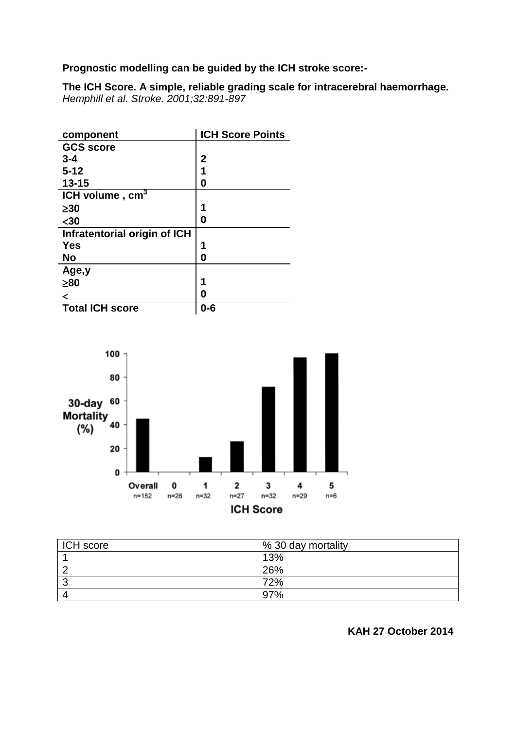**Prognostic modelling can be guided by the ICH stroke score:-**

**The ICH Score. A simple, reliable grading scale for intracerebral haemorrhage.**
*Hemphill et al. Stroke. 2001;32:891-897*

| component | ICH Score Points |
|---|---|
| **GCS score** | |
| **3-4** | **2** |
| **5-12** | **1** |
| **13-15** | **0** |
| **ICH volume , $cm^3$** | |
| **≥30** | **1** |
| **<30** | **0** |
| **Infratentorial origin of ICH** | |
| **Yes** | **1** |
| **No** | **0** |
| **Age,y** | |
| **≥80** | **1** |
| **<** | **0** |
| **Total ICH score** | **0-6** |

100
80
60
40
20
0

30-day Mortality (%)

Overall n=152
0 n=26
1 n=32
2 n=27
3 n=32
4 n=29
5 n=6

ICH Score

| ICH score | % 30 day mortality |
|---|---|
| 1 | 13% |
| 2 | 26% |
| 3 | 72% |
| 4 | 97% |

**KAH 27 October 2014**